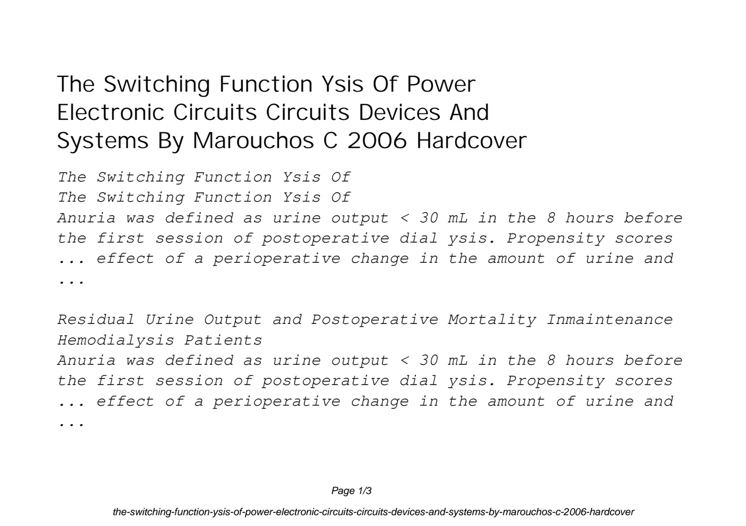# The Switching Function Ysis Of Power Electronic Circuits Circuits Devices And Systems By Marouchos C 2006 Hardcover

*The Switching Function Ysis Of*

*The Switching Function Ysis Of*

*Anuria was defined as urine output < 30 mL in the 8 hours before the first session of postoperative dial ysis. Propensity scores ... effect of a perioperative change in the amount of urine and ...*

*Residual Urine Output and Postoperative Mortality Inmaintenance Hemodialysis Patients*

*Anuria was defined as urine output < 30 mL in the 8 hours before the first session of postoperative dial ysis. Propensity scores ... effect of a perioperative change in the amount of urine and ...*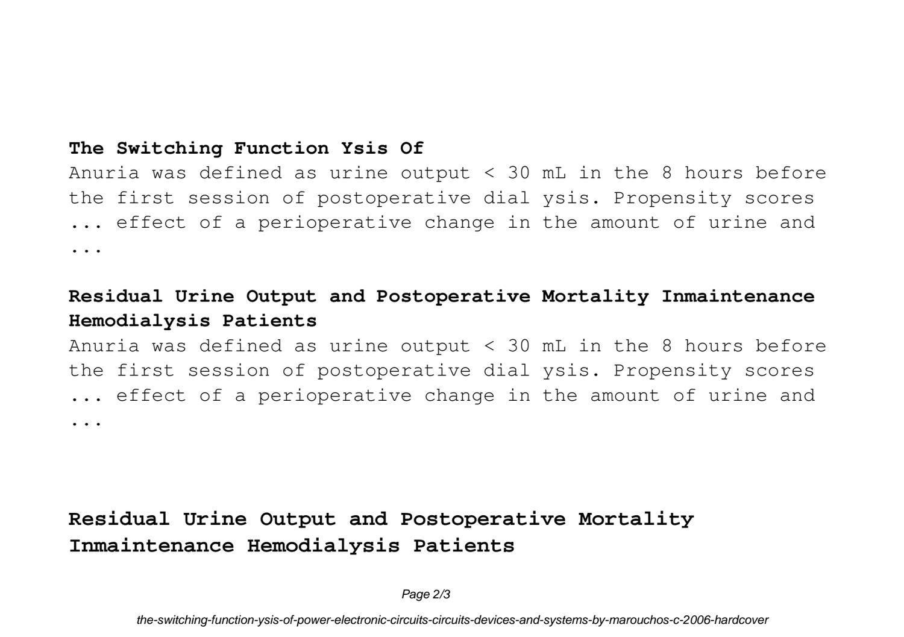### The Switching Function Ysis Of

Anuria was defined as urine output < 30 mL in the 8 hours before the first session of postoperative dial ysis. Propensity scores ... effect of a perioperative change in the amount of urine and ...

### Residual Urine Output and Postoperative Mortality Inmaintenance Hemodialysis Patients

Anuria was defined as urine output < 30 mL in the 8 hours before the first session of postoperative dial ysis. Propensity scores ... effect of a perioperative change in the amount of urine and ...

## Residual Urine Output and Postoperative Mortality Inmaintenance Hemodialysis Patients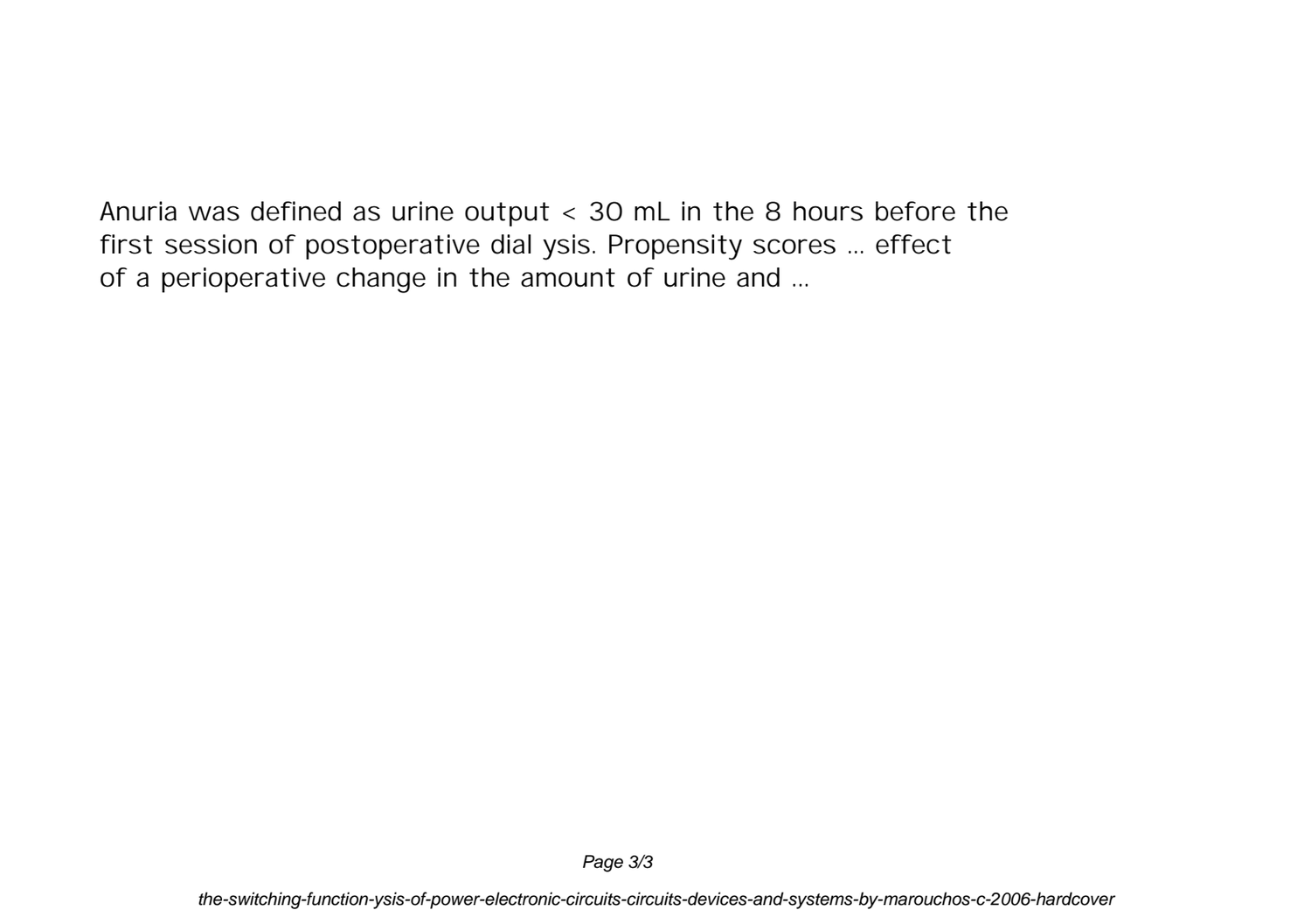Anuria was defined as urine output < 30 mL in the 8 hours before the first session of postoperative dial ysis. Propensity scores ... effect of a perioperative change in the amount of urine and ...